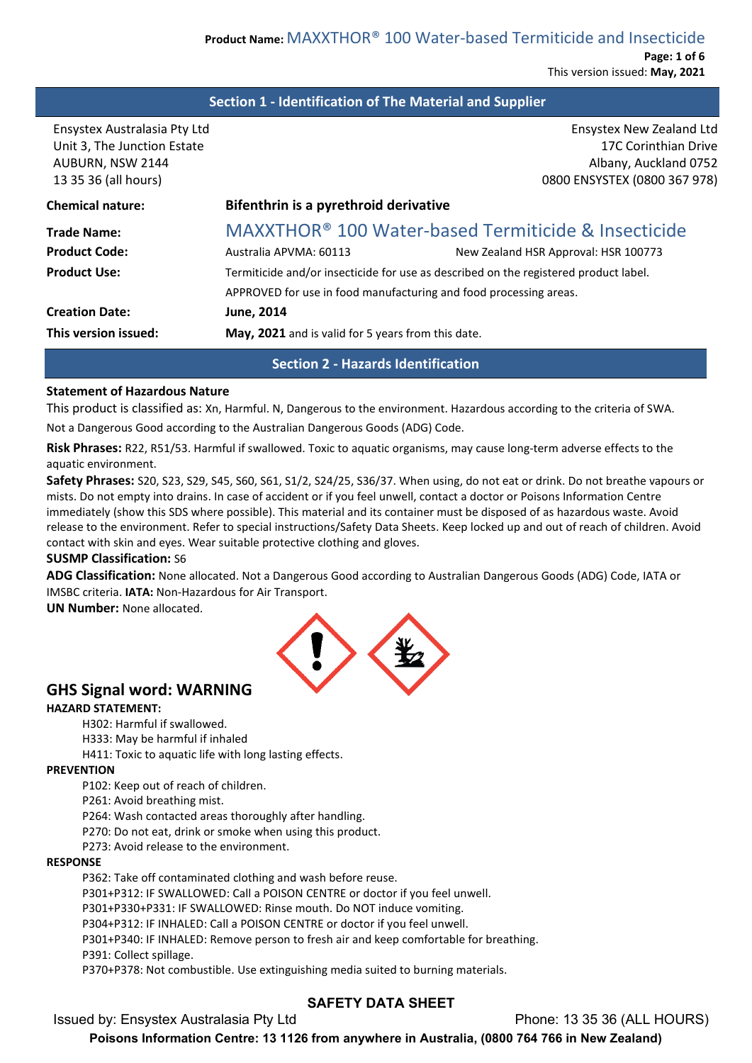## Section 1 - Identification of The Material and Supplier

Ensystex Australasia Pty Ltd
Unit 3, The Junction Estate
AUBURN, NSW 2144
13 35 36 (all hours)

Ensystex New Zealand Ltd
17C Corinthian Drive
Albany, Auckland 0752
0800 ENSYSTEX (0800 367 978)

| | | |
|---|---|---|
| **Chemical nature:** | **Bifenthrin is a pyrethroid derivative** | |
| **Trade Name:** | MAXXTHOR® 100 Water-based Termiticide & Insecticide | |
| **Product Code:** | Australia APVMA: 60113 | New Zealand HSR Approval: HSR 100773 |
| **Product Use:** | Termiticide and/or insecticide for use as described on the registered product label. APPROVED for use in food manufacturing and food processing areas. | |
| **Creation Date:** | **June, 2014** | |
| **This version issued:** | **May, 2021** and is valid for 5 years from this date. | |

## Section 2 - Hazards Identification

**Statement of Hazardous Nature**

This product is classified as: Xn, Harmful. N, Dangerous to the environment. Hazardous according to the criteria of SWA.

Not a Dangerous Good according to the Australian Dangerous Goods (ADG) Code.

**Risk Phrases:** R22, R51/53. Harmful if swallowed. Toxic to aquatic organisms, may cause long-term adverse effects to the aquatic environment.

**Safety Phrases:** S20, S23, S29, S45, S60, S61, S1/2, S24/25, S36/37. When using, do not eat or drink. Do not breathe vapours or mists. Do not empty into drains. In case of accident or if you feel unwell, contact a doctor or Poisons Information Centre immediately (show this SDS where possible). This material and its container must be disposed of as hazardous waste. Avoid release to the environment. Refer to special instructions/Safety Data Sheets. Keep locked up and out of reach of children. Avoid contact with skin and eyes. Wear suitable protective clothing and gloves.

**SUSMP Classification:** S6

**ADG Classification:** None allocated. Not a Dangerous Good according to Australian Dangerous Goods (ADG) Code, IATA or IMSBC criteria. **IATA:** Non-Hazardous for Air Transport.

**UN Number:** None allocated.

### GHS Signal word: WARNING

**HAZARD STATEMENT:**

- H302: Harmful if swallowed.
- H333: May be harmful if inhaled
- H411: Toxic to aquatic life with long lasting effects.

**PREVENTION**

- P102: Keep out of reach of children.
- P261: Avoid breathing mist.
- P264: Wash contacted areas thoroughly after handling.
- P270: Do not eat, drink or smoke when using this product.
- P273: Avoid release to the environment.

**RESPONSE**

- P362: Take off contaminated clothing and wash before reuse.
- P301+P312: IF SWALLOWED: Call a POISON CENTRE or doctor if you feel unwell.
- P301+P330+P331: IF SWALLOWED: Rinse mouth. Do NOT induce vomiting.
- P304+P312: IF INHALED: Call a POISON CENTRE or doctor if you feel unwell.
- P301+P340: IF INHALED: Remove person to fresh air and keep comfortable for breathing.
- P391: Collect spillage.
- P370+P378: Not combustible. Use extinguishing media suited to burning materials.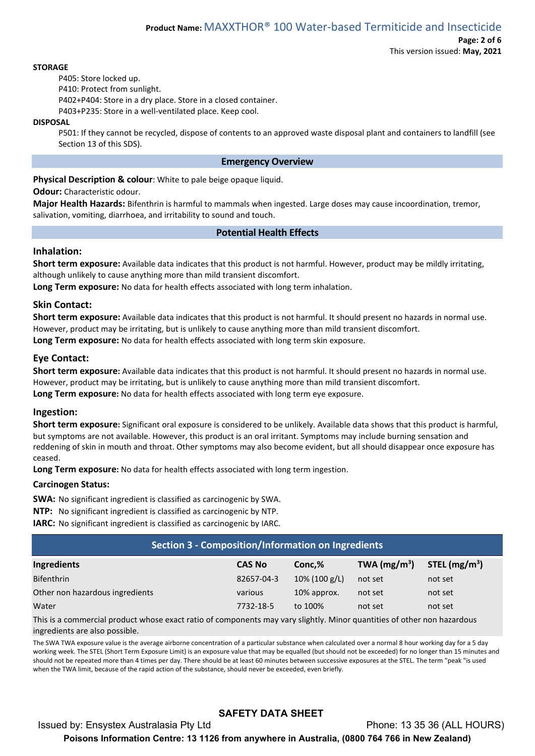**STORAGE**

P405: Store locked up.
P410: Protect from sunlight.
P402+P404: Store in a dry place. Store in a closed container.
P403+P235: Store in a well-ventilated place. Keep cool.

**DISPOSAL**

P501: If they cannot be recycled, dispose of contents to an approved waste disposal plant and containers to landfill (see Section 13 of this SDS).

## Emergency Overview

**Physical Description & colour**: White to pale beige opaque liquid.

**Odour:** Characteristic odour.

**Major Health Hazards:** Bifenthrin is harmful to mammals when ingested. Large doses may cause incoordination, tremor, salivation, vomiting, diarrhoea, and irritability to sound and touch.

## Potential Health Effects

### Inhalation:

**Short term exposure:** Available data indicates that this product is not harmful. However, product may be mildly irritating, although unlikely to cause anything more than mild transient discomfort.

**Long Term exposure:** No data for health effects associated with long term inhalation.

### Skin Contact:

**Short term exposure:** Available data indicates that this product is not harmful. It should present no hazards in normal use. However, product may be irritating, but is unlikely to cause anything more than mild transient discomfort.

**Long Term exposure:** No data for health effects associated with long term skin exposure.

### Eye Contact:

**Short term exposure:** Available data indicates that this product is not harmful. It should present no hazards in normal use. However, product may be irritating, but is unlikely to cause anything more than mild transient discomfort.

**Long Term exposure:** No data for health effects associated with long term eye exposure.

### Ingestion:

**Short term exposure:** Significant oral exposure is considered to be unlikely. Available data shows that this product is harmful, but symptoms are not available. However, this product is an oral irritant. Symptoms may include burning sensation and reddening of skin in mouth and throat. Other symptoms may also become evident, but all should disappear once exposure has ceased.

**Long Term exposure:** No data for health effects associated with long term ingestion.

**Carcinogen Status:**

**SWA:** No significant ingredient is classified as carcinogenic by SWA.

**NTP:** No significant ingredient is classified as carcinogenic by NTP.

**IARC:** No significant ingredient is classified as carcinogenic by IARC.

## Section 3 - Composition/Information on Ingredients

| Ingredients | CAS No | Conc,% | TWA ($mg/m^3$) | STEL ($mg/m^3$) |
|---|---|---|---|---|
| Bifenthrin | 82657-04-3 | 10% (100 g/L) | not set | not set |
| Other non hazardous ingredients | various | 10% approx. | not set | not set |
| Water | 7732-18-5 | to 100% | not set | not set |

This is a commercial product whose exact ratio of components may vary slightly. Minor quantities of other non hazardous ingredients are also possible.

The SWA TWA exposure value is the average airborne concentration of a particular substance when calculated over a normal 8 hour working day for a 5 day working week. The STEL (Short Term Exposure Limit) is an exposure value that may be equalled (but should not be exceeded) for no longer than 15 minutes and should not be repeated more than 4 times per day. There should be at least 60 minutes between successive exposures at the STEL. The term "peak "is used when the TWA limit, because of the rapid action of the substance, should never be exceeded, even briefly.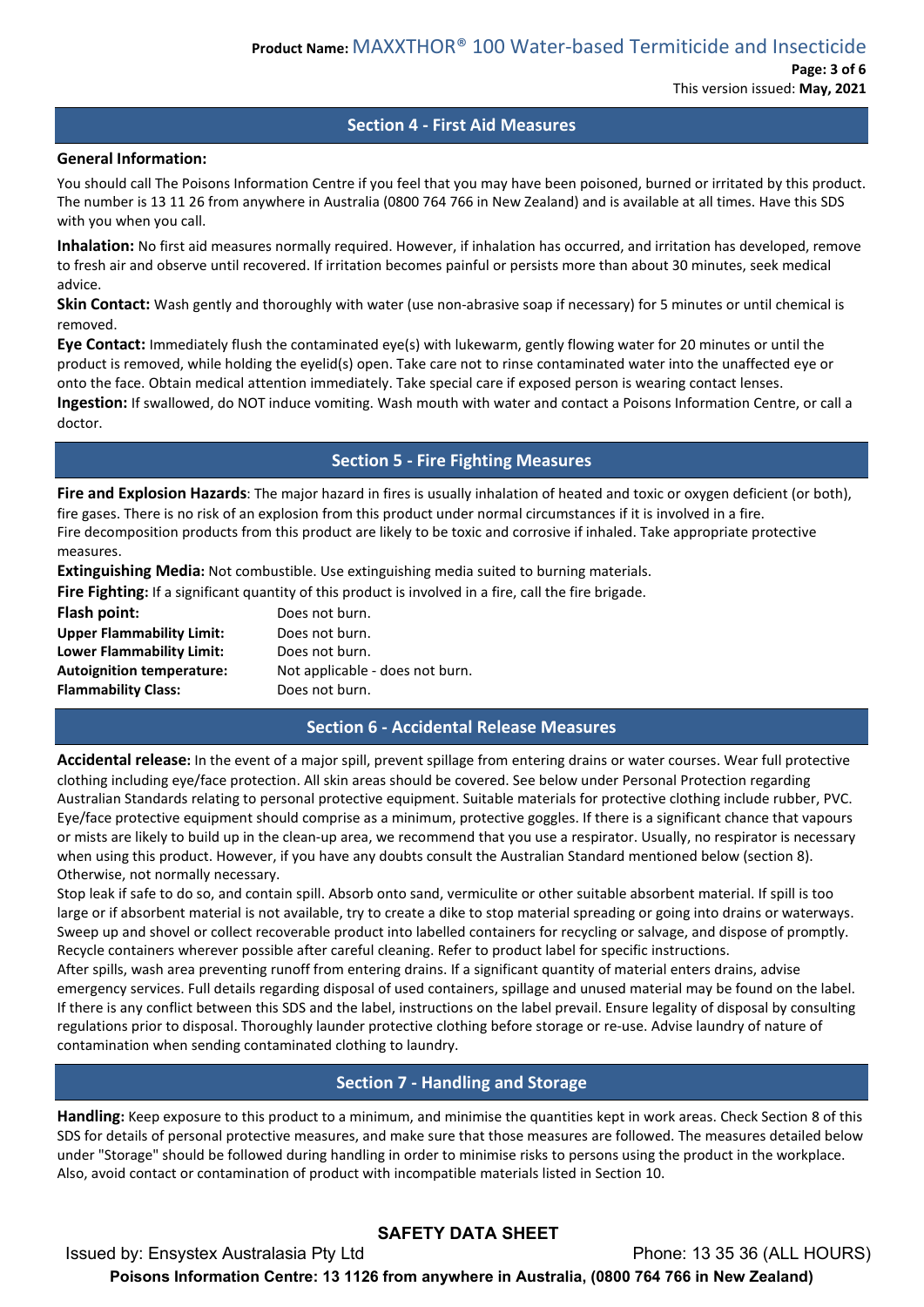## Section 4 - First Aid Measures

**General Information:**

You should call The Poisons Information Centre if you feel that you may have been poisoned, burned or irritated by this product. The number is 13 11 26 from anywhere in Australia (0800 764 766 in New Zealand) and is available at all times. Have this SDS with you when you call.

**Inhalation:** No first aid measures normally required. However, if inhalation has occurred, and irritation has developed, remove to fresh air and observe until recovered. If irritation becomes painful or persists more than about 30 minutes, seek medical advice.

**Skin Contact:** Wash gently and thoroughly with water (use non-abrasive soap if necessary) for 5 minutes or until chemical is removed.

**Eye Contact:** Immediately flush the contaminated eye(s) with lukewarm, gently flowing water for 20 minutes or until the product is removed, while holding the eyelid(s) open. Take care not to rinse contaminated water into the unaffected eye or onto the face. Obtain medical attention immediately. Take special care if exposed person is wearing contact lenses.

**Ingestion:** If swallowed, do NOT induce vomiting. Wash mouth with water and contact a Poisons Information Centre, or call a doctor.

## Section 5 - Fire Fighting Measures

**Fire and Explosion Hazards**: The major hazard in fires is usually inhalation of heated and toxic or oxygen deficient (or both), fire gases. There is no risk of an explosion from this product under normal circumstances if it is involved in a fire.
Fire decomposition products from this product are likely to be toxic and corrosive if inhaled. Take appropriate protective measures.

**Extinguishing Media:** Not combustible. Use extinguishing media suited to burning materials.

**Fire Fighting:** If a significant quantity of this product is involved in a fire, call the fire brigade.

| | |
|---|---|
| **Flash point:** | Does not burn. |
| **Upper Flammability Limit:** | Does not burn. |
| **Lower Flammability Limit:** | Does not burn. |
| **Autoignition temperature:** | Not applicable - does not burn. |
| **Flammability Class:** | Does not burn. |

## Section 6 - Accidental Release Measures

**Accidental release:** In the event of a major spill, prevent spillage from entering drains or water courses. Wear full protective clothing including eye/face protection. All skin areas should be covered. See below under Personal Protection regarding Australian Standards relating to personal protective equipment. Suitable materials for protective clothing include rubber, PVC. Eye/face protective equipment should comprise as a minimum, protective goggles. If there is a significant chance that vapours or mists are likely to build up in the clean-up area, we recommend that you use a respirator. Usually, no respirator is necessary when using this product. However, if you have any doubts consult the Australian Standard mentioned below (section 8). Otherwise, not normally necessary.

Stop leak if safe to do so, and contain spill. Absorb onto sand, vermiculite or other suitable absorbent material. If spill is too large or if absorbent material is not available, try to create a dike to stop material spreading or going into drains or waterways. Sweep up and shovel or collect recoverable product into labelled containers for recycling or salvage, and dispose of promptly. Recycle containers wherever possible after careful cleaning. Refer to product label for specific instructions.

After spills, wash area preventing runoff from entering drains. If a significant quantity of material enters drains, advise emergency services. Full details regarding disposal of used containers, spillage and unused material may be found on the label. If there is any conflict between this SDS and the label, instructions on the label prevail. Ensure legality of disposal by consulting regulations prior to disposal. Thoroughly launder protective clothing before storage or re-use. Advise laundry of nature of contamination when sending contaminated clothing to laundry.

## Section 7 - Handling and Storage

**Handling:** Keep exposure to this product to a minimum, and minimise the quantities kept in work areas. Check Section 8 of this SDS for details of personal protective measures, and make sure that those measures are followed. The measures detailed below under "Storage" should be followed during handling in order to minimise risks to persons using the product in the workplace. Also, avoid contact or contamination of product with incompatible materials listed in Section 10.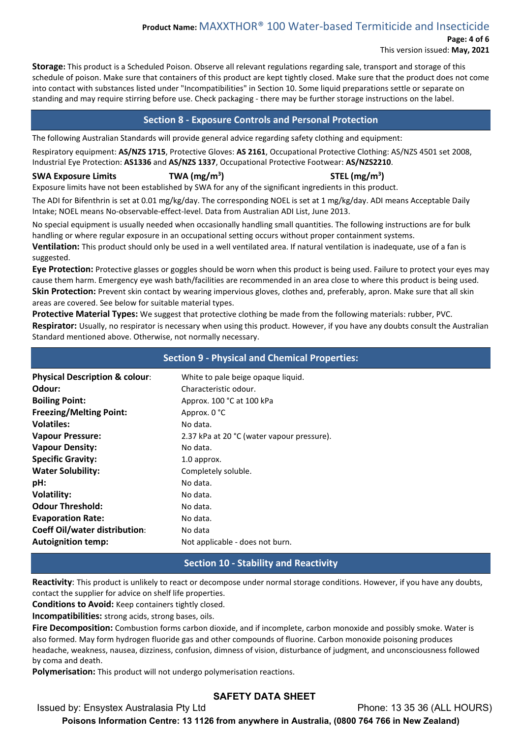**Storage:** This product is a Scheduled Poison. Observe all relevant regulations regarding sale, transport and storage of this schedule of poison. Make sure that containers of this product are kept tightly closed. Make sure that the product does not come into contact with substances listed under "Incompatibilities" in Section 10. Some liquid preparations settle or separate on standing and may require stirring before use. Check packaging - there may be further storage instructions on the label.

## Section 8 - Exposure Controls and Personal Protection

The following Australian Standards will provide general advice regarding safety clothing and equipment:

Respiratory equipment: **AS/NZS 1715**, Protective Gloves: **AS 2161**, Occupational Protective Clothing: AS/NZS 4501 set 2008, Industrial Eye Protection: **AS1336** and **AS/NZS 1337**, Occupational Protective Footwear: **AS/NZS2210**.

| SWA Exposure Limits | TWA ($mg/m^3$) | STEL ($mg/m^3$) |
|---|---|---|

Exposure limits have not been established by SWA for any of the significant ingredients in this product.

The ADI for Bifenthrin is set at 0.01 mg/kg/day. The corresponding NOEL is set at 1 mg/kg/day. ADI means Acceptable Daily Intake; NOEL means No-observable-effect-level. Data from Australian ADI List, June 2013.

No special equipment is usually needed when occasionally handling small quantities. The following instructions are for bulk handling or where regular exposure in an occupational setting occurs without proper containment systems.

**Ventilation:** This product should only be used in a well ventilated area. If natural ventilation is inadequate, use of a fan is suggested.

**Eye Protection:** Protective glasses or goggles should be worn when this product is being used. Failure to protect your eyes may cause them harm. Emergency eye wash bath/facilities are recommended in an area close to where this product is being used.

**Skin Protection:** Prevent skin contact by wearing impervious gloves, clothes and, preferably, apron. Make sure that all skin areas are covered. See below for suitable material types.

**Protective Material Types:** We suggest that protective clothing be made from the following materials: rubber, PVC.

**Respirator:** Usually, no respirator is necessary when using this product. However, if you have any doubts consult the Australian Standard mentioned above. Otherwise, not normally necessary.

## Section 9 - Physical and Chemical Properties:

| | |
|---|---|
| **Physical Description & colour**: | White to pale beige opaque liquid. |
| **Odour:** | Characteristic odour. |
| **Boiling Point:** | Approx. 100 °C at 100 kPa |
| **Freezing/Melting Point:** | Approx. 0 °C |
| **Volatiles:** | No data. |
| **Vapour Pressure:** | 2.37 kPa at 20 °C (water vapour pressure). |
| **Vapour Density:** | No data. |
| **Specific Gravity:** | 1.0 approx. |
| **Water Solubility:** | Completely soluble. |
| **pH:** | No data. |
| **Volatility:** | No data. |
| **Odour Threshold:** | No data. |
| **Evaporation Rate:** | No data. |
| **Coeff Oil/water distribution**: | No data |
| **Autoignition temp:** | Not applicable - does not burn. |

## Section 10 - Stability and Reactivity

**Reactivity**: This product is unlikely to react or decompose under normal storage conditions. However, if you have any doubts, contact the supplier for advice on shelf life properties.

**Conditions to Avoid:** Keep containers tightly closed.

**Incompatibilities:** strong acids, strong bases, oils.

**Fire Decomposition:** Combustion forms carbon dioxide, and if incomplete, carbon monoxide and possibly smoke. Water is also formed. May form hydrogen fluoride gas and other compounds of fluorine. Carbon monoxide poisoning produces headache, weakness, nausea, dizziness, confusion, dimness of vision, disturbance of judgment, and unconsciousness followed by coma and death.

**Polymerisation:** This product will not undergo polymerisation reactions.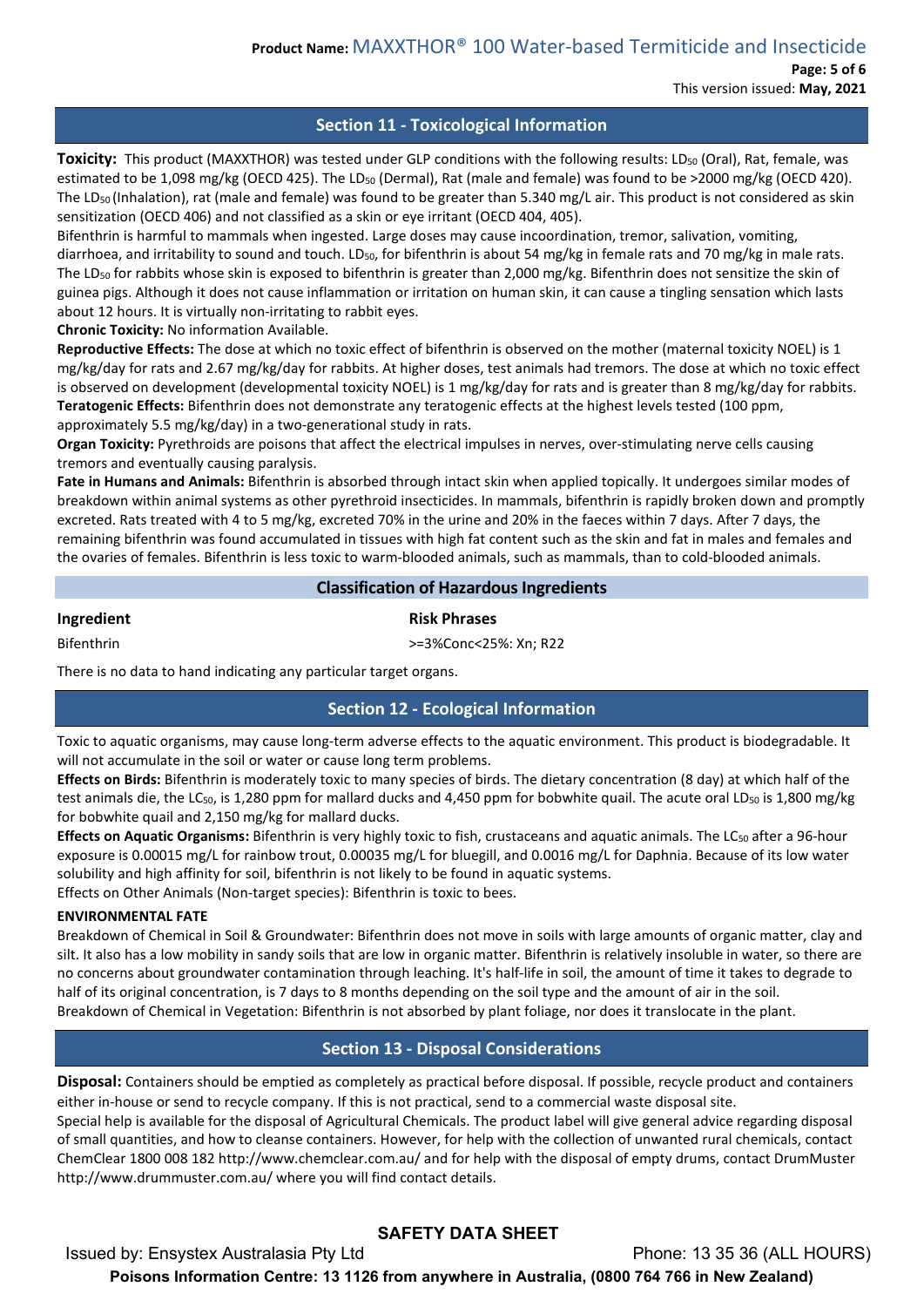## Section 11 - Toxicological Information

**Toxicity:** This product (MAXXTHOR) was tested under GLP conditions with the following results: $LD_{50}$ (Oral), Rat, female, was estimated to be 1,098 mg/kg (OECD 425). The $LD_{50}$ (Dermal), Rat (male and female) was found to be >2000 mg/kg (OECD 420). The $LD_{50}$ (Inhalation), rat (male and female) was found to be greater than 5.340 mg/L air. This product is not considered as skin sensitization (OECD 406) and not classified as a skin or eye irritant (OECD 404, 405).

Bifenthrin is harmful to mammals when ingested. Large doses may cause incoordination, tremor, salivation, vomiting, diarrhoea, and irritability to sound and touch. $LD_{50}$, for bifenthrin is about 54 mg/kg in female rats and 70 mg/kg in male rats. The $LD_{50}$ for rabbits whose skin is exposed to bifenthrin is greater than 2,000 mg/kg. Bifenthrin does not sensitize the skin of guinea pigs. Although it does not cause inflammation or irritation on human skin, it can cause a tingling sensation which lasts about 12 hours. It is virtually non-irritating to rabbit eyes.

**Chronic Toxicity:** No information Available.

**Reproductive Effects:** The dose at which no toxic effect of bifenthrin is observed on the mother (maternal toxicity NOEL) is 1 mg/kg/day for rats and 2.67 mg/kg/day for rabbits. At higher doses, test animals had tremors. The dose at which no toxic effect is observed on development (developmental toxicity NOEL) is 1 mg/kg/day for rats and is greater than 8 mg/kg/day for rabbits.

**Teratogenic Effects:** Bifenthrin does not demonstrate any teratogenic effects at the highest levels tested (100 ppm, approximately 5.5 mg/kg/day) in a two-generational study in rats.

**Organ Toxicity:** Pyrethroids are poisons that affect the electrical impulses in nerves, over-stimulating nerve cells causing tremors and eventually causing paralysis.

**Fate in Humans and Animals:** Bifenthrin is absorbed through intact skin when applied topically. It undergoes similar modes of breakdown within animal systems as other pyrethroid insecticides. In mammals, bifenthrin is rapidly broken down and promptly excreted. Rats treated with 4 to 5 mg/kg, excreted 70% in the urine and 20% in the faeces within 7 days. After 7 days, the remaining bifenthrin was found accumulated in tissues with high fat content such as the skin and fat in males and females and the ovaries of females. Bifenthrin is less toxic to warm-blooded animals, such as mammals, than to cold-blooded animals.

### Classification of Hazardous Ingredients

| Ingredient | Risk Phrases |
|---|---|
| Bifenthrin | >=3%Conc<25%: Xn; R22 |

There is no data to hand indicating any particular target organs.

## Section 12 - Ecological Information

Toxic to aquatic organisms, may cause long-term adverse effects to the aquatic environment. This product is biodegradable. It will not accumulate in the soil or water or cause long term problems.

**Effects on Birds:** Bifenthrin is moderately toxic to many species of birds. The dietary concentration (8 day) at which half of the test animals die, the $LC_{50}$, is 1,280 ppm for mallard ducks and 4,450 ppm for bobwhite quail. The acute oral $LD_{50}$ is 1,800 mg/kg for bobwhite quail and 2,150 mg/kg for mallard ducks.

**Effects on Aquatic Organisms:** Bifenthrin is very highly toxic to fish, crustaceans and aquatic animals. The $LC_{50}$ after a 96-hour exposure is 0.00015 mg/L for rainbow trout, 0.00035 mg/L for bluegill, and 0.0016 mg/L for Daphnia. Because of its low water solubility and high affinity for soil, bifenthrin is not likely to be found in aquatic systems.

Effects on Other Animals (Non-target species): Bifenthrin is toxic to bees.

**ENVIRONMENTAL FATE**

Breakdown of Chemical in Soil & Groundwater: Bifenthrin does not move in soils with large amounts of organic matter, clay and silt. It also has a low mobility in sandy soils that are low in organic matter. Bifenthrin is relatively insoluble in water, so there are no concerns about groundwater contamination through leaching. It's half-life in soil, the amount of time it takes to degrade to half of its original concentration, is 7 days to 8 months depending on the soil type and the amount of air in the soil.

Breakdown of Chemical in Vegetation: Bifenthrin is not absorbed by plant foliage, nor does it translocate in the plant.

## Section 13 - Disposal Considerations

**Disposal:** Containers should be emptied as completely as practical before disposal. If possible, recycle product and containers either in-house or send to recycle company. If this is not practical, send to a commercial waste disposal site.

Special help is available for the disposal of Agricultural Chemicals. The product label will give general advice regarding disposal of small quantities, and how to cleanse containers. However, for help with the collection of unwanted rural chemicals, contact ChemClear 1800 008 182 http://www.chemclear.com.au/ and for help with the disposal of empty drums, contact DrumMuster http://www.drummuster.com.au/ where you will find contact details.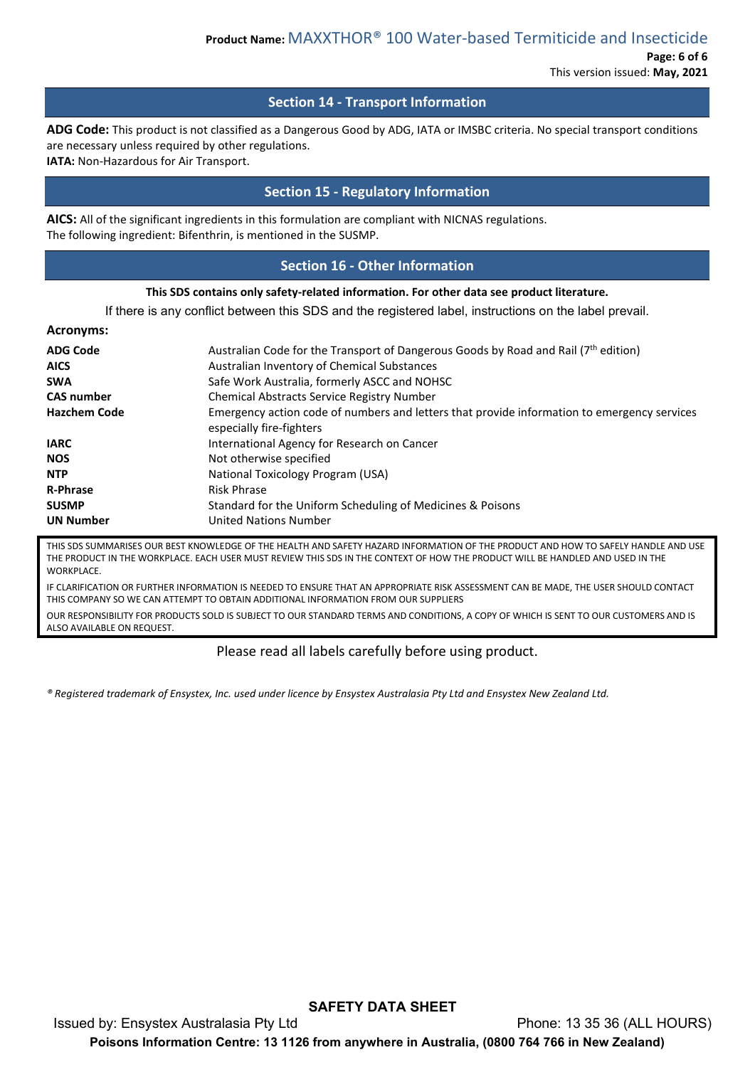## Section 14 - Transport Information

**ADG Code:** This product is not classified as a Dangerous Good by ADG, IATA or IMSBC criteria. No special transport conditions are necessary unless required by other regulations.
**IATA:** Non-Hazardous for Air Transport.

## Section 15 - Regulatory Information

**AICS:** All of the significant ingredients in this formulation are compliant with NICNAS regulations.
The following ingredient: Bifenthrin, is mentioned in the SUSMP.

## Section 16 - Other Information

**This SDS contains only safety-related information. For other data see product literature.**

If there is any conflict between this SDS and the registered label, instructions on the label prevail.

**Acronyms:**

| | |
|---|---|
| **ADG Code** | Australian Code for the Transport of Dangerous Goods by Road and Rail (7th edition) |
| **AICS** | Australian Inventory of Chemical Substances |
| **SWA** | Safe Work Australia, formerly ASCC and NOHSC |
| **CAS number** | Chemical Abstracts Service Registry Number |
| **Hazchem Code** | Emergency action code of numbers and letters that provide information to emergency services especially fire-fighters |
| **IARC** | International Agency for Research on Cancer |
| **NOS** | Not otherwise specified |
| **NTP** | National Toxicology Program (USA) |
| **R-Phrase** | Risk Phrase |
| **SUSMP** | Standard for the Uniform Scheduling of Medicines & Poisons |
| **UN Number** | United Nations Number |

THIS SDS SUMMARISES OUR BEST KNOWLEDGE OF THE HEALTH AND SAFETY HAZARD INFORMATION OF THE PRODUCT AND HOW TO SAFELY HANDLE AND USE THE PRODUCT IN THE WORKPLACE. EACH USER MUST REVIEW THIS SDS IN THE CONTEXT OF HOW THE PRODUCT WILL BE HANDLED AND USED IN THE WORKPLACE.

IF CLARIFICATION OR FURTHER INFORMATION IS NEEDED TO ENSURE THAT AN APPROPRIATE RISK ASSESSMENT CAN BE MADE, THE USER SHOULD CONTACT THIS COMPANY SO WE CAN ATTEMPT TO OBTAIN ADDITIONAL INFORMATION FROM OUR SUPPLIERS

OUR RESPONSIBILITY FOR PRODUCTS SOLD IS SUBJECT TO OUR STANDARD TERMS AND CONDITIONS, A COPY OF WHICH IS SENT TO OUR CUSTOMERS AND IS ALSO AVAILABLE ON REQUEST.

Please read all labels carefully before using product.

*® Registered trademark of Ensystex, Inc. used under licence by Ensystex Australasia Pty Ltd and Ensystex New Zealand Ltd.*